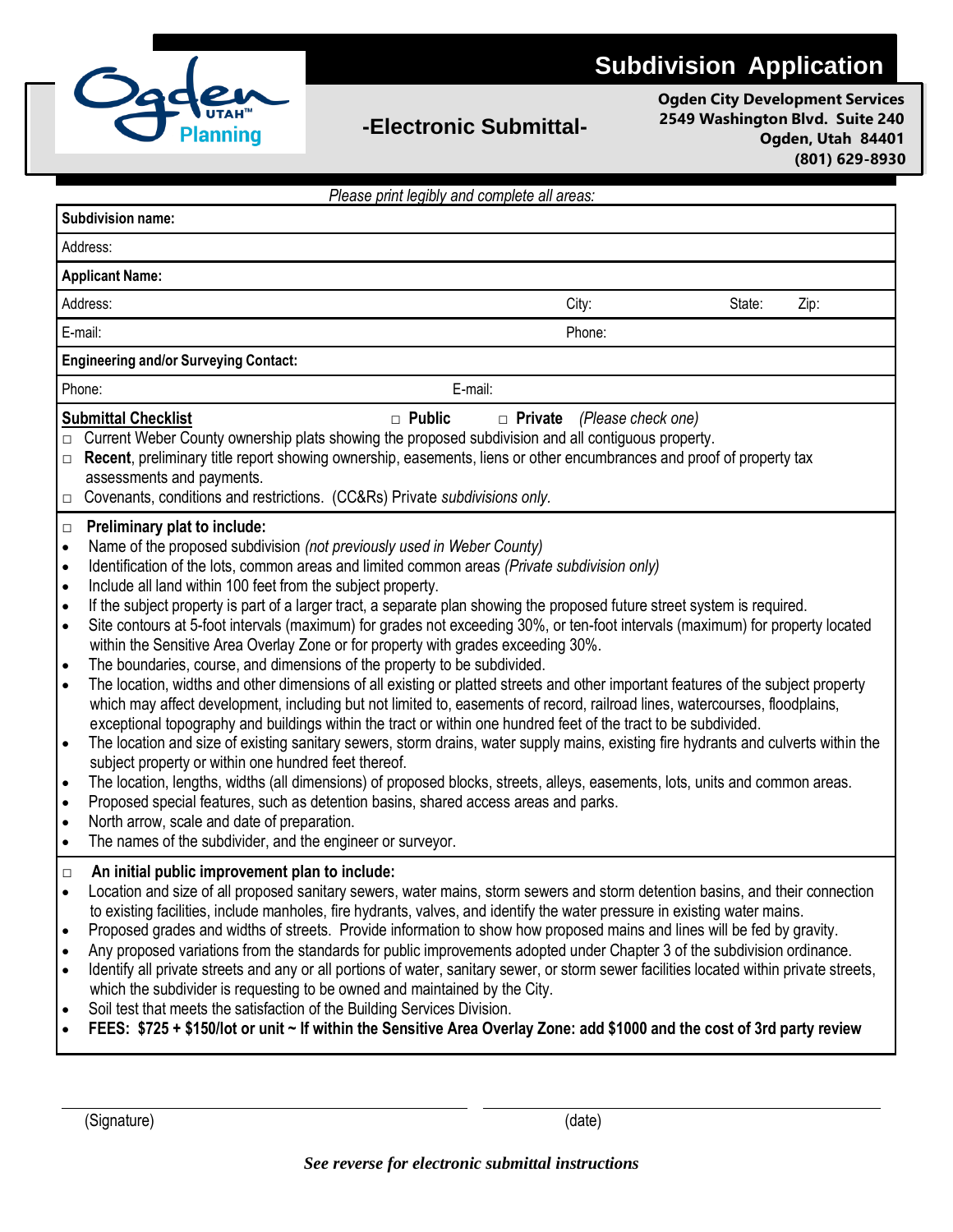# Subdivision Application

**-Electronic Submittal-**

**Ogden City Development Services**
**2549 Washington Blvd. Suite 240**
**Ogden, Utah 84401**
**(801) 629-8930**

*Please print legibly and complete all areas:*

**Subdivision name:**

Address:

**Applicant Name:**

Address: City: State: Zip:

E-mail: Phone:

**Engineering and/or Surveying Contact:**

Phone: E-mail:

**Submittal Checklist** □ **Public** □ **Private** *(Please check one)*

- □ Current Weber County ownership plats showing the proposed subdivision and all contiguous property.
- □ **Recent**, preliminary title report showing ownership, easements, liens or other encumbrances and proof of property tax assessments and payments.
- □ Covenants, conditions and restrictions. (CC&Rs) Private *subdivisions only.*

□ **Preliminary plat to include:**

- Name of the proposed subdivision *(not previously used in Weber County)*
- Identification of the lots, common areas and limited common areas *(Private subdivision only)*
- Include all land within 100 feet from the subject property.
- If the subject property is part of a larger tract, a separate plan showing the proposed future street system is required.
- Site contours at 5-foot intervals (maximum) for grades not exceeding 30%, or ten-foot intervals (maximum) for property located within the Sensitive Area Overlay Zone or for property with grades exceeding 30%.
- The boundaries, course, and dimensions of the property to be subdivided.
- The location, widths and other dimensions of all existing or platted streets and other important features of the subject property which may affect development, including but not limited to, easements of record, railroad lines, watercourses, floodplains, exceptional topography and buildings within the tract or within one hundred feet of the tract to be subdivided.
- The location and size of existing sanitary sewers, storm drains, water supply mains, existing fire hydrants and culverts within the subject property or within one hundred feet thereof.
- The location, lengths, widths (all dimensions) of proposed blocks, streets, alleys, easements, lots, units and common areas.
- Proposed special features, such as detention basins, shared access areas and parks.
- North arrow, scale and date of preparation.
- The names of the subdivider, and the engineer or surveyor.

□ **An initial public improvement plan to include:**

- Location and size of all proposed sanitary sewers, water mains, storm sewers and storm detention basins, and their connection to existing facilities, include manholes, fire hydrants, valves, and identify the water pressure in existing water mains.
- Proposed grades and widths of streets. Provide information to show how proposed mains and lines will be fed by gravity.
- Any proposed variations from the standards for public improvements adopted under Chapter 3 of the subdivision ordinance.
- Identify all private streets and any or all portions of water, sanitary sewer, or storm sewer facilities located within private streets, which the subdivider is requesting to be owned and maintained by the City.
- Soil test that meets the satisfaction of the Building Services Division.
- **FEES: $725 + $150/lot or unit ~ If within the Sensitive Area Overlay Zone: add $1000 and the cost of 3rd party review**

(Signature) (date)

***See reverse for electronic submittal instructions***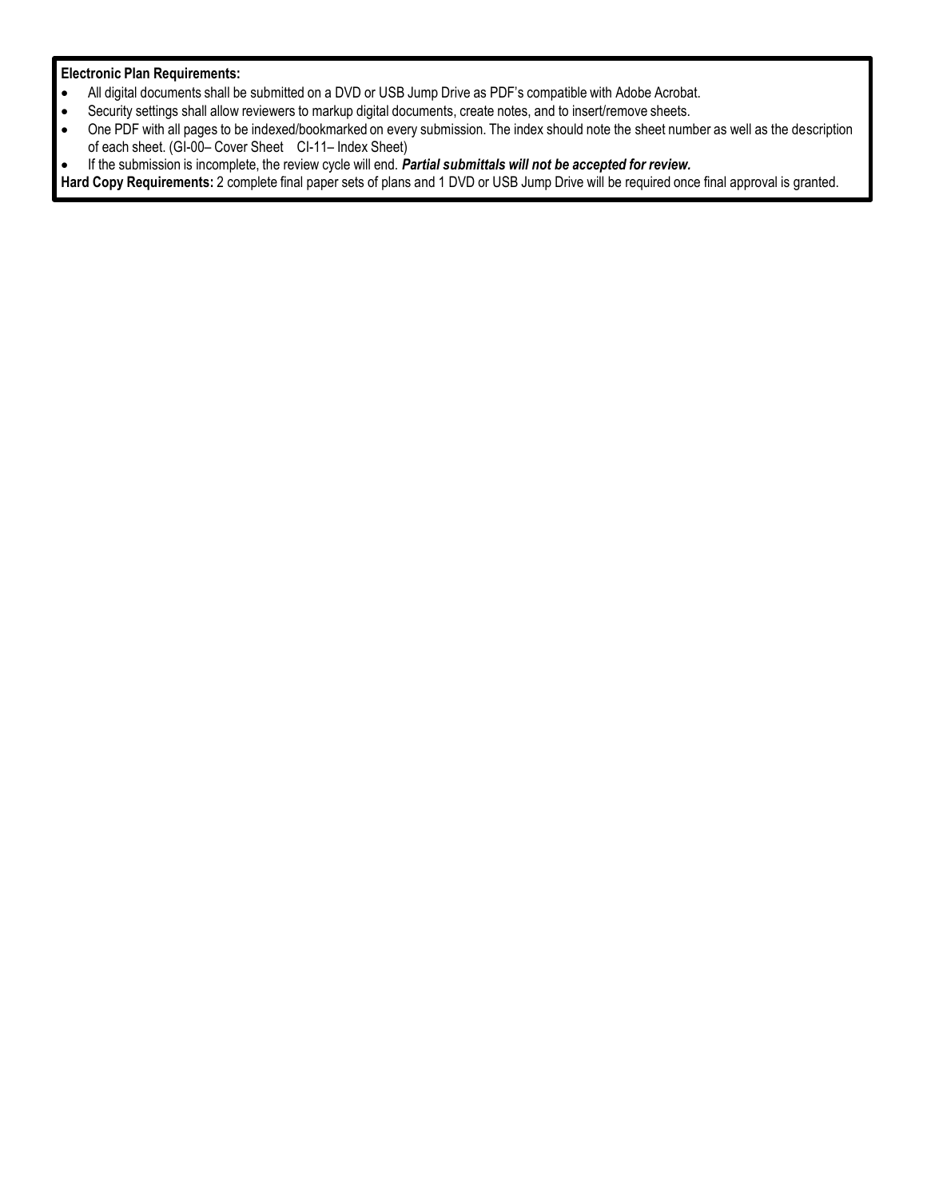**Electronic Plan Requirements:**

- All digital documents shall be submitted on a DVD or USB Jump Drive as PDF's compatible with Adobe Acrobat.
- Security settings shall allow reviewers to markup digital documents, create notes, and to insert/remove sheets.
- One PDF with all pages to be indexed/bookmarked on every submission. The index should note the sheet number as well as the description of each sheet. (GI-00– Cover Sheet CI-11– Index Sheet)
- If the submission is incomplete, the review cycle will end. ***Partial submittals will not be accepted for review.***

**Hard Copy Requirements:** 2 complete final paper sets of plans and 1 DVD or USB Jump Drive will be required once final approval is granted.